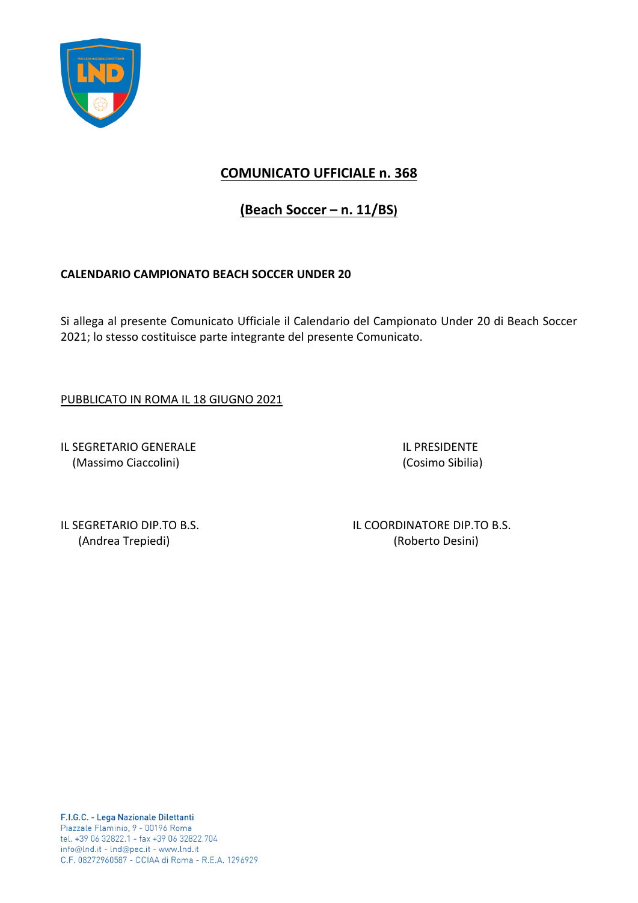# COMUNICATO UFFICIALE n. 368

## (Beach Soccer – n. 11/BS)

**CALENDARIO CAMPIONATO BEACH SOCCER UNDER 20**

Si allega al presente Comunicato Ufficiale il Calendario del Campionato Under 20 di Beach Soccer 2021; lo stesso costituisce parte integrante del presente Comunicato.

PUBBLICATO IN ROMA IL 18 GIUGNO 2021

IL SEGRETARIO GENERALE
(Massimo Ciaccolini)

IL PRESIDENTE
(Cosimo Sibilia)

IL SEGRETARIO DIP.TO B.S.
(Andrea Trepiedi)

IL COORDINATORE DIP.TO B.S.
(Roberto Desini)

F.I.G.C. - Lega Nazionale Dilettanti
Piazzale Flaminio, 9 - 00196 Roma
tel. +39 06 32822.1 - fax +39 06 32822.704
info@lnd.it - lnd@pec.it - www.lnd.it
C.F. 08272960587 - CCIAA di Roma - R.E.A. 1296929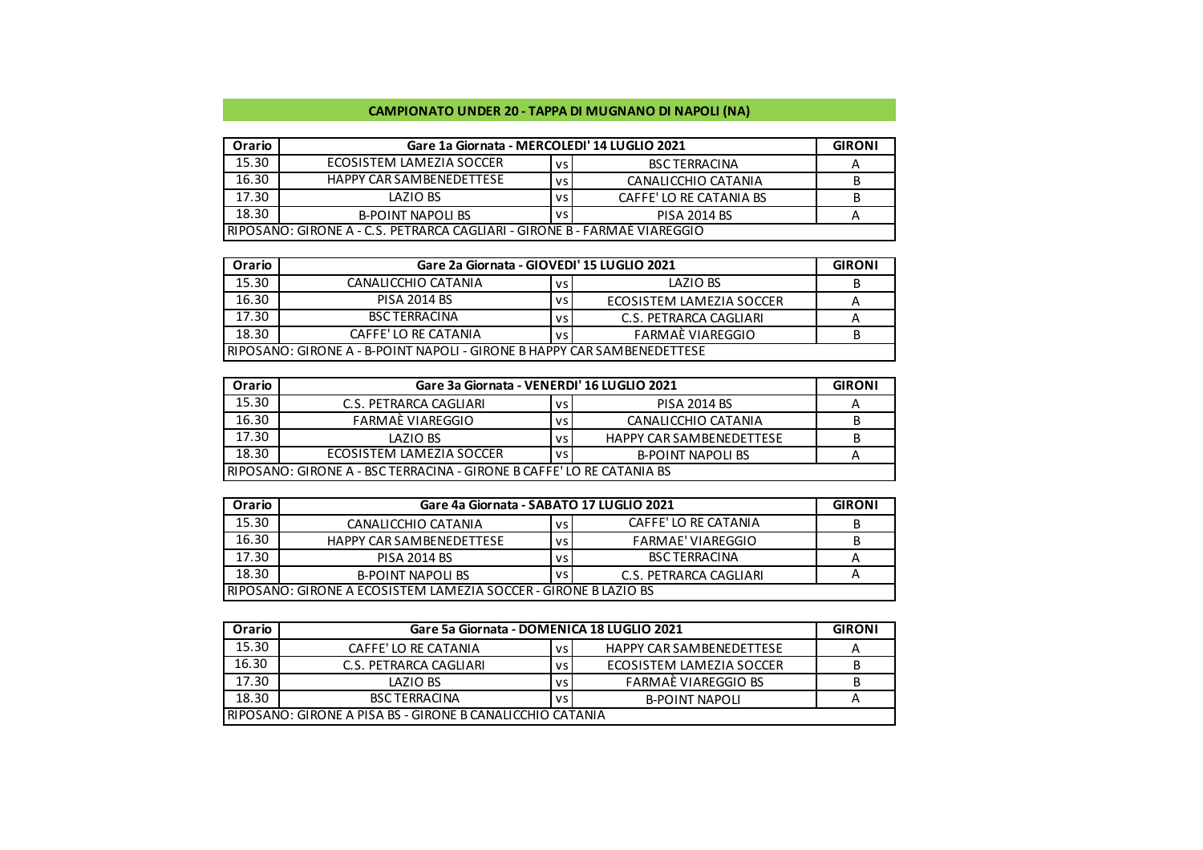## CAMPIONATO UNDER 20 - TAPPA DI MUGNANO DI NAPOLI (NA)

| Orario | Gare 1a Giornata - MERCOLEDI' 14 LUGLIO 2021 | | | GIRONI |
|---|---|---|---|---|
| 15.30 | ECOSISTEM LAMEZIA SOCCER | vs | BSC TERRACINA | A |
| 16.30 | HAPPY CAR SAMBENEDETTESE | vs | CANALICCHIO CATANIA | B |
| 17.30 | LAZIO BS | vs | CAFFE' LO RE CATANIA BS | B |
| 18.30 | B-POINT NAPOLI BS | vs | PISA 2014 BS | A |
| RIPOSANO: GIRONE A - C.S. PETRARCA CAGLIARI - GIRONE B - FARMAÈ VIAREGGIO | | | | |

| Orario | Gare 2a Giornata - GIOVEDI' 15 LUGLIO 2021 | | | GIRONI |
|---|---|---|---|---|
| 15.30 | CANALICCHIO CATANIA | vs | LAZIO BS | B |
| 16.30 | PISA 2014 BS | vs | ECOSISTEM LAMEZIA SOCCER | A |
| 17.30 | BSC TERRACINA | vs | C.S. PETRARCA CAGLIARI | A |
| 18.30 | CAFFE' LO RE CATANIA | vs | FARMAÈ VIAREGGIO | B |
| RIPOSANO: GIRONE A - B-POINT NAPOLI - GIRONE B HAPPY CAR SAMBENEDETTESE | | | | |

| Orario | Gare 3a Giornata - VENERDI' 16 LUGLIO 2021 | | | GIRONI |
|---|---|---|---|---|
| 15.30 | C.S. PETRARCA CAGLIARI | vs | PISA 2014 BS | A |
| 16.30 | FARMAÈ VIAREGGIO | vs | CANALICCHIO CATANIA | B |
| 17.30 | LAZIO BS | vs | HAPPY CAR SAMBENEDETTESE | B |
| 18.30 | ECOSISTEM LAMEZIA SOCCER | vs | B-POINT NAPOLI BS | A |
| RIPOSANO: GIRONE A - BSC TERRACINA - GIRONE B CAFFE' LO RE CATANIA BS | | | | |

| Orario | Gare 4a Giornata - SABATO 17 LUGLIO 2021 | | | GIRONI |
|---|---|---|---|---|
| 15.30 | CANALICCHIO CATANIA | vs | CAFFE' LO RE CATANIA | B |
| 16.30 | HAPPY CAR SAMBENEDETTESE | vs | FARMAE' VIAREGGIO | B |
| 17.30 | PISA 2014 BS | vs | BSC TERRACINA | A |
| 18.30 | B-POINT NAPOLI BS | vs | C.S. PETRARCA CAGLIARI | A |
| RIPOSANO: GIRONE A ECOSISTEM LAMEZIA SOCCER - GIRONE B LAZIO BS | | | | |

| Orario | Gare 5a Giornata - DOMENICA 18 LUGLIO 2021 | | | GIRONI |
|---|---|---|---|---|
| 15.30 | CAFFE' LO RE CATANIA | vs | HAPPY CAR SAMBENEDETTESE | A |
| 16.30 | C.S. PETRARCA CAGLIARI | vs | ECOSISTEM LAMEZIA SOCCER | B |
| 17.30 | LAZIO BS | vs | FARMAÈ VIAREGGIO BS | B |
| 18.30 | BSC TERRACINA | vs | B-POINT NAPOLI | A |
| RIPOSANO: GIRONE A PISA BS - GIRONE B CANALICCHIO CATANIA | | | | |